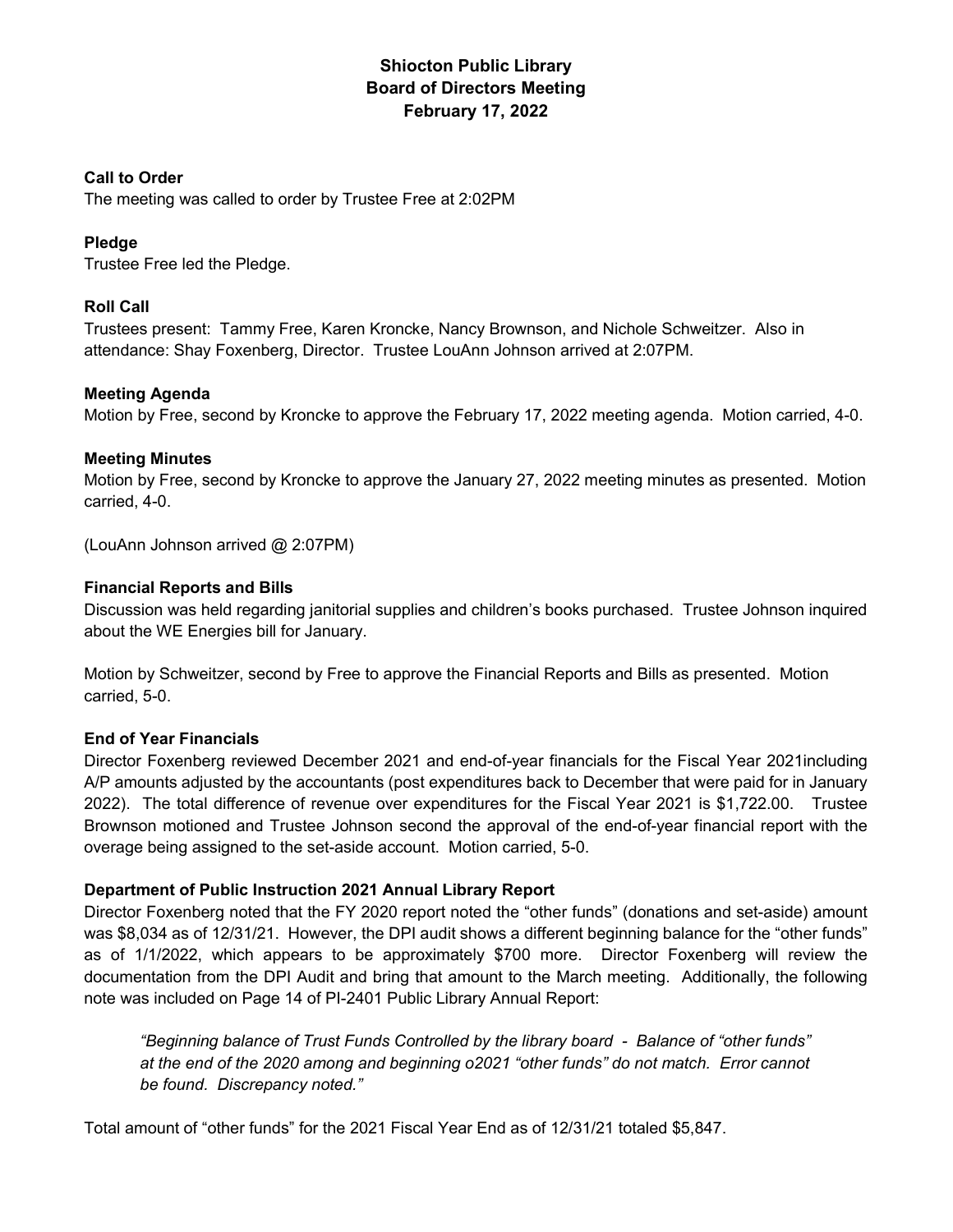# Shiocton Public Library
## Board of Directors Meeting
## February 17, 2022

**Call to Order**
The meeting was called to order by Trustee Free at 2:02PM

**Pledge**
Trustee Free led the Pledge.

**Roll Call**
Trustees present: Tammy Free, Karen Kroncke, Nancy Brownson, and Nichole Schweitzer. Also in attendance: Shay Foxenberg, Director. Trustee LouAnn Johnson arrived at 2:07PM.

**Meeting Agenda**
Motion by Free, second by Kroncke to approve the February 17, 2022 meeting agenda. Motion carried, 4-0.

**Meeting Minutes**
Motion by Free, second by Kroncke to approve the January 27, 2022 meeting minutes as presented. Motion carried, 4-0.

(LouAnn Johnson arrived @ 2:07PM)

**Financial Reports and Bills**
Discussion was held regarding janitorial supplies and children's books purchased. Trustee Johnson inquired about the WE Energies bill for January.

Motion by Schweitzer, second by Free to approve the Financial Reports and Bills as presented. Motion carried, 5-0.

**End of Year Financials**
Director Foxenberg reviewed December 2021 and end-of-year financials for the Fiscal Year 2021including A/P amounts adjusted by the accountants (post expenditures back to December that were paid for in January 2022). The total difference of revenue over expenditures for the Fiscal Year 2021 is $1,722.00. Trustee Brownson motioned and Trustee Johnson second the approval of the end-of-year financial report with the overage being assigned to the set-aside account. Motion carried, 5-0.

**Department of Public Instruction 2021 Annual Library Report**
Director Foxenberg noted that the FY 2020 report noted the "other funds" (donations and set-aside) amount was $8,034 as of 12/31/21. However, the DPI audit shows a different beginning balance for the "other funds" as of 1/1/2022, which appears to be approximately $700 more. Director Foxenberg will review the documentation from the DPI Audit and bring that amount to the March meeting. Additionally, the following note was included on Page 14 of PI-2401 Public Library Annual Report:

> *"Beginning balance of Trust Funds Controlled by the library board - Balance of "other funds" at the end of the 2020 among and beginning o2021 "other funds" do not match. Error cannot be found. Discrepancy noted."*

Total amount of "other funds" for the 2021 Fiscal Year End as of 12/31/21 totaled $5,847.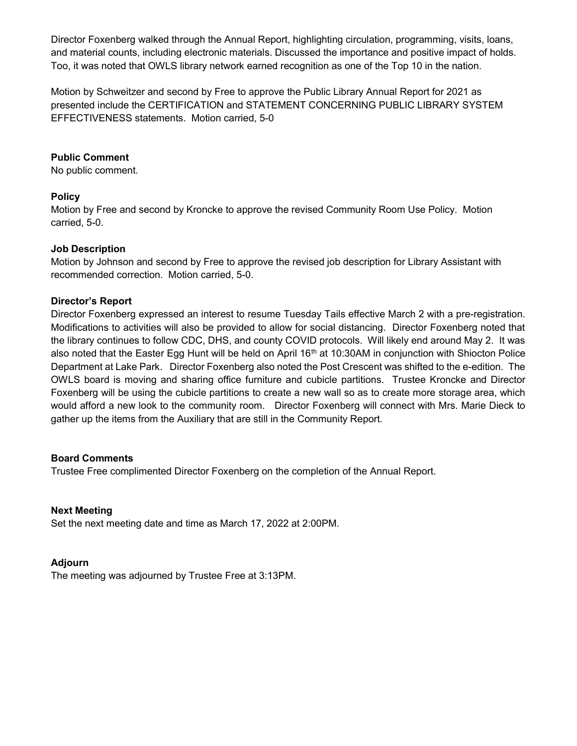Director Foxenberg walked through the Annual Report, highlighting circulation, programming, visits, loans, and material counts, including electronic materials. Discussed the importance and positive impact of holds. Too, it was noted that OWLS library network earned recognition as one of the Top 10 in the nation.

Motion by Schweitzer and second by Free to approve the Public Library Annual Report for 2021 as presented include the CERTIFICATION and STATEMENT CONCERNING PUBLIC LIBRARY SYSTEM EFFECTIVENESS statements. Motion carried, 5-0

**Public Comment**

No public comment.

**Policy**

Motion by Free and second by Kroncke to approve the revised Community Room Use Policy. Motion carried, 5-0.

**Job Description**

Motion by Johnson and second by Free to approve the revised job description for Library Assistant with recommended correction. Motion carried, 5-0.

**Director's Report**

Director Foxenberg expressed an interest to resume Tuesday Tails effective March 2 with a pre-registration. Modifications to activities will also be provided to allow for social distancing. Director Foxenberg noted that the library continues to follow CDC, DHS, and county COVID protocols. Will likely end around May 2. It was also noted that the Easter Egg Hunt will be held on April 16th at 10:30AM in conjunction with Shiocton Police Department at Lake Park. Director Foxenberg also noted the Post Crescent was shifted to the e-edition. The OWLS board is moving and sharing office furniture and cubicle partitions. Trustee Kroncke and Director Foxenberg will be using the cubicle partitions to create a new wall so as to create more storage area, which would afford a new look to the community room. Director Foxenberg will connect with Mrs. Marie Dieck to gather up the items from the Auxiliary that are still in the Community Report.

**Board Comments**

Trustee Free complimented Director Foxenberg on the completion of the Annual Report.

**Next Meeting**

Set the next meeting date and time as March 17, 2022 at 2:00PM.

**Adjourn**

The meeting was adjourned by Trustee Free at 3:13PM.